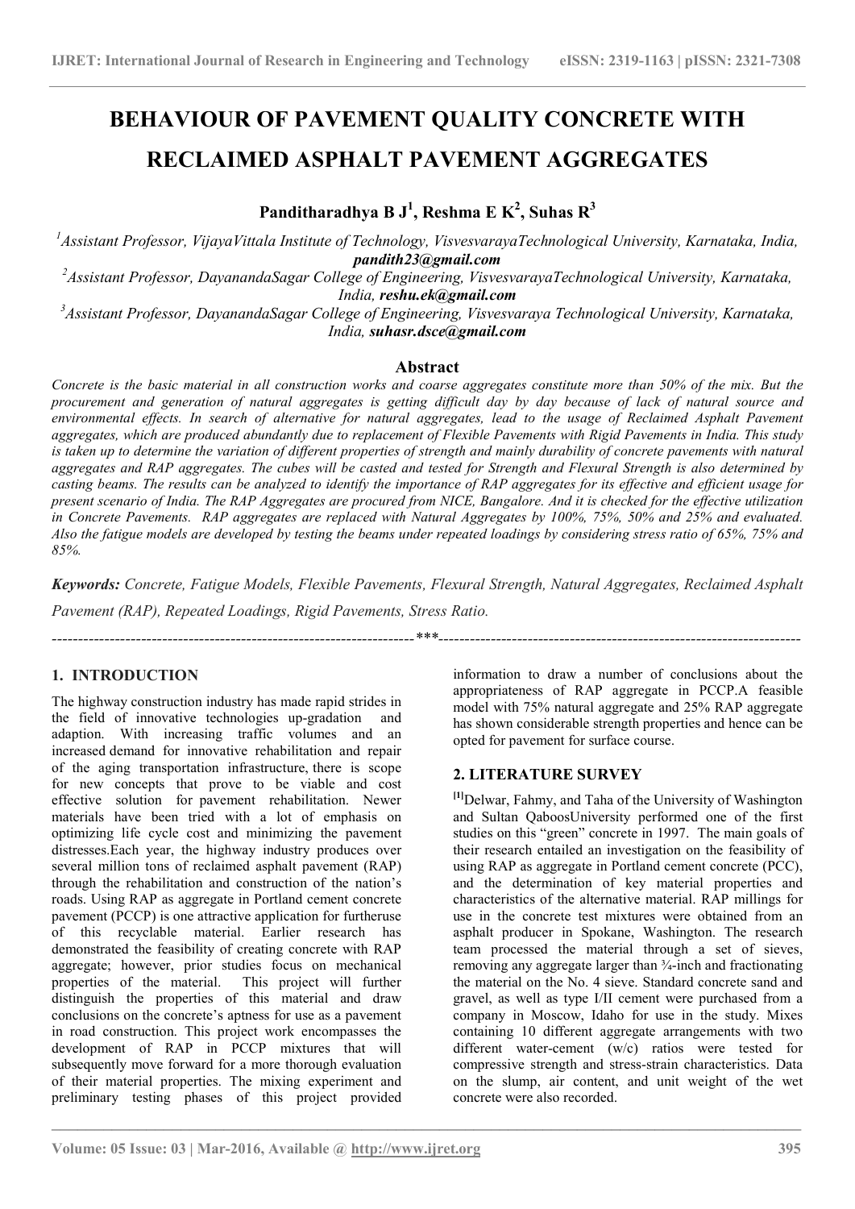# BEHAVIOUR OF PAVEMENT QUALITY CONCRETE WITH RECLAIMED ASPHALT PAVEMENT AGGREGATES

**Panditharadhya B J[1], Reshma E K[2], Suhas R[3]**

[1]*Assistant Professor, VijayaVittala Institute of Technology, VisvesvarayaTechnological University, Karnataka, India,* ***pandith23@gmail.com***

[2]*Assistant Professor, DayanandaSagar College of Engineering, VisvesvarayaTechnological University, Karnataka, India,* ***reshu.ek@gmail.com***

[3]*Assistant Professor, DayanandaSagar College of Engineering, Visvesvaraya Technological University, Karnataka, India,* ***suhasr.dsce@gmail.com***

## Abstract

*Concrete is the basic material in all construction works and coarse aggregates constitute more than 50% of the mix. But the procurement and generation of natural aggregates is getting difficult day by day because of lack of natural source and environmental effects. In search of alternative for natural aggregates, lead to the usage of Reclaimed Asphalt Pavement aggregates, which are produced abundantly due to replacement of Flexible Pavements with Rigid Pavements in India. This study is taken up to determine the variation of different properties of strength and mainly durability of concrete pavements with natural aggregates and RAP aggregates. The cubes will be casted and tested for Strength and Flexural Strength is also determined by casting beams. The results can be analyzed to identify the importance of RAP aggregates for its effective and efficient usage for present scenario of India. The RAP Aggregates are procured from NICE, Bangalore. And it is checked for the effective utilization in Concrete Pavements. RAP aggregates are replaced with Natural Aggregates by 100%, 75%, 50% and 25% and evaluated. Also the fatigue models are developed by testing the beams under repeated loadings by considering stress ratio of 65%, 75% and 85%.*

***Keywords:*** *Concrete, Fatigue Models, Flexible Pavements, Flexural Strength, Natural Aggregates, Reclaimed Asphalt Pavement (RAP), Repeated Loadings, Rigid Pavements, Stress Ratio.*

---

## 1. INTRODUCTION

The highway construction industry has made rapid strides in the field of innovative technologies up-gradation and adaption. With increasing traffic volumes and an increased demand for innovative rehabilitation and repair of the aging transportation infrastructure, there is scope for new concepts that prove to be viable and cost effective solution for pavement rehabilitation. Newer materials have been tried with a lot of emphasis on optimizing life cycle cost and minimizing the pavement distresses.Each year, the highway industry produces over several million tons of reclaimed asphalt pavement (RAP) through the rehabilitation and construction of the nation's roads. Using RAP as aggregate in Portland cement concrete pavement (PCCP) is one attractive application for furtheruse of this recyclable material. Earlier research has demonstrated the feasibility of creating concrete with RAP aggregate; however, prior studies focus on mechanical properties of the material. This project will further distinguish the properties of this material and draw conclusions on the concrete's aptness for use as a pavement in road construction. This project work encompasses the development of RAP in PCCP mixtures that will subsequently move forward for a more thorough evaluation of their material properties. The mixing experiment and preliminary testing phases of this project provided information to draw a number of conclusions about the appropriateness of RAP aggregate in PCCP.A feasible model with 75% natural aggregate and 25% RAP aggregate has shown considerable strength properties and hence can be opted for pavement for surface course.

## 2. LITERATURE SURVEY

[1]Delwar, Fahmy, and Taha of the University of Washington and Sultan QaboosUniversity performed one of the first studies on this "green" concrete in 1997. The main goals of their research entailed an investigation on the feasibility of using RAP as aggregate in Portland cement concrete (PCC), and the determination of key material properties and characteristics of the alternative material. RAP millings for use in the concrete test mixtures were obtained from an asphalt producer in Spokane, Washington. The research team processed the material through a set of sieves, removing any aggregate larger than ¾-inch and fractionating the material on the No. 4 sieve. Standard concrete sand and gravel, as well as type I/II cement were purchased from a company in Moscow, Idaho for use in the study. Mixes containing 10 different aggregate arrangements with two different water-cement (w/c) ratios were tested for compressive strength and stress-strain characteristics. Data on the slump, air content, and unit weight of the wet concrete were also recorded.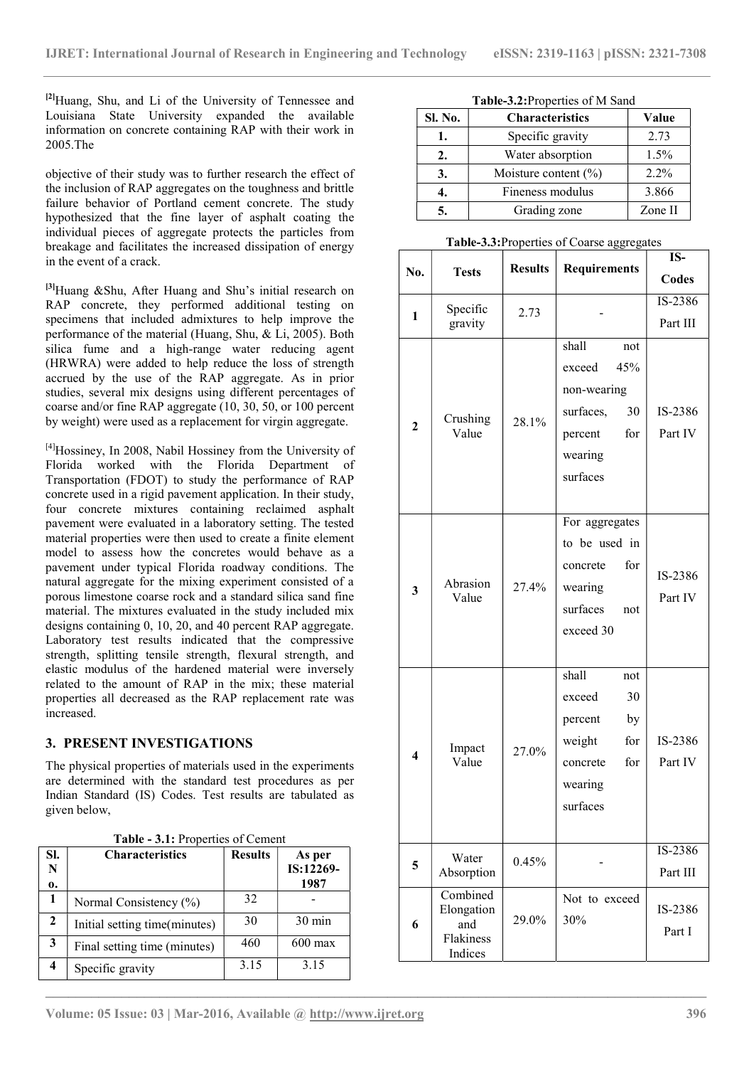[2]Huang, Shu, and Li of the University of Tennessee and Louisiana State University expanded the available information on concrete containing RAP with their work in 2005.The

objective of their study was to further research the effect of the inclusion of RAP aggregates on the toughness and brittle failure behavior of Portland cement concrete. The study hypothesized that the fine layer of asphalt coating the individual pieces of aggregate protects the particles from breakage and facilitates the increased dissipation of energy in the event of a crack.

[3]Huang &Shu, After Huang and Shu's initial research on RAP concrete, they performed additional testing on specimens that included admixtures to help improve the performance of the material (Huang, Shu, & Li, 2005). Both silica fume and a high-range water reducing agent (HRWRA) were added to help reduce the loss of strength accrued by the use of the RAP aggregate. As in prior studies, several mix designs using different percentages of coarse and/or fine RAP aggregate (10, 30, 50, or 100 percent by weight) were used as a replacement for virgin aggregate.

[4]Hossiney, In 2008, Nabil Hossiney from the University of Florida worked with the Florida Department of Transportation (FDOT) to study the performance of RAP concrete used in a rigid pavement application. In their study, four concrete mixtures containing reclaimed asphalt pavement were evaluated in a laboratory setting. The tested material properties were then used to create a finite element model to assess how the concretes would behave as a pavement under typical Florida roadway conditions. The natural aggregate for the mixing experiment consisted of a porous limestone coarse rock and a standard silica sand fine material. The mixtures evaluated in the study included mix designs containing 0, 10, 20, and 40 percent RAP aggregate. Laboratory test results indicated that the compressive strength, splitting tensile strength, flexural strength, and elastic modulus of the hardened material were inversely related to the amount of RAP in the mix; these material properties all decreased as the RAP replacement rate was increased.

## 3. PRESENT INVESTIGATIONS

The physical properties of materials used in the experiments are determined with the standard test procedures as per Indian Standard (IS) Codes. Test results are tabulated as given below,

**Table - 3.1:** Properties of Cement

| Sl. No. | Characteristics | Results | As per IS:12269-1987 |
|---|---|---|---|
| 1 | Normal Consistency (%) | 32 | - |
| 2 | Initial setting time(minutes) | 30 | 30 min |
| 3 | Final setting time (minutes) | 460 | 600 max |
| 4 | Specific gravity | 3.15 | 3.15 |

**Table-3.2:**Properties of M Sand

| Sl. No. | Characteristics | Value |
|---|---|---|
| 1. | Specific gravity | 2.73 |
| 2. | Water absorption | 1.5% |
| 3. | Moisture content (%) | 2.2% |
| 4. | Fineness modulus | 3.866 |
| 5. | Grading zone | Zone II |

**Table-3.3:**Properties of Coarse aggregates

| No. | Tests | Results | Requirements | IS-Codes |
|---|---|---|---|---|
| 1 | Specific gravity | 2.73 | - | IS-2386 Part III |
| 2 | Crushing Value | 28.1% | shall not exceed 45% non-wearing surfaces, 30 percent for wearing surfaces | IS-2386 Part IV |
| 3 | Abrasion Value | 27.4% | For aggregates to be used in concrete for wearing surfaces not exceed 30 | IS-2386 Part IV |
| 4 | Impact Value | 27.0% | shall not exceed 30 percent by weight for concrete for wearing surfaces | IS-2386 Part IV |
| 5 | Water Absorption | 0.45% | - | IS-2386 Part III |
| 6 | Combined Elongation and Flakiness Indices | 29.0% | Not to exceed 30% | IS-2386 Part I |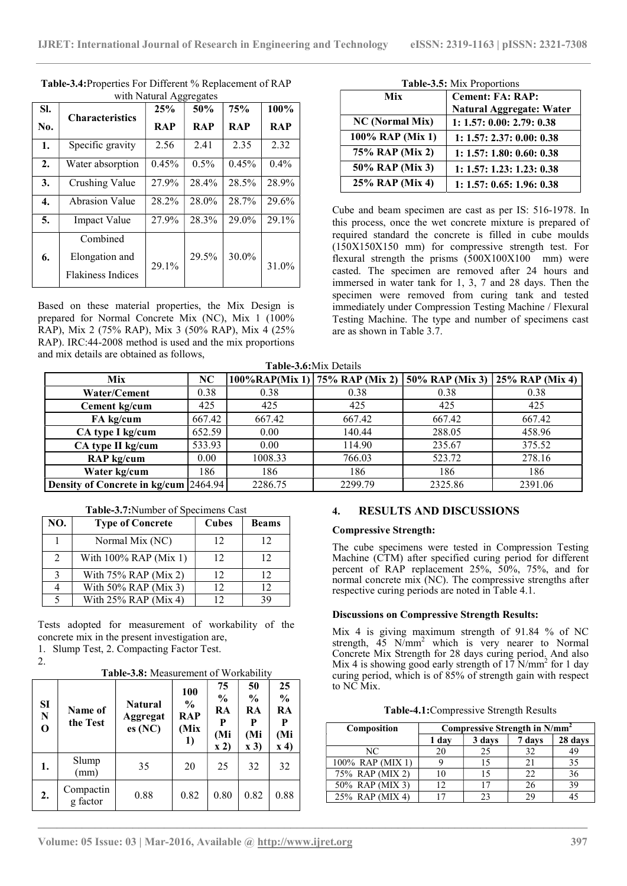**Table-3.4:**Properties For Different % Replacement of RAP with Natural Aggregates

| Sl. No. | Characteristics | 25% RAP | 50% RAP | 75% RAP | 100% RAP |
|---|---|---|---|---|---|
| 1. | Specific gravity | 2.56 | 2.41 | 2.35 | 2.32 |
| 2. | Water absorption | 0.45% | 0.5% | 0.45% | 0.4% |
| 3. | Crushing Value | 27.9% | 28.4% | 28.5% | 28.9% |
| 4. | Abrasion Value | 28.2% | 28.0% | 28.7% | 29.6% |
| 5. | Impact Value | 27.9% | 28.3% | 29.0% | 29.1% |
| 6. | Combined Elongation and Flakiness Indices | 29.1% | 29.5% | 30.0% | 31.0% |

Based on these material properties, the Mix Design is prepared for Normal Concrete Mix (NC), Mix 1 (100% RAP), Mix 2 (75% RAP), Mix 3 (50% RAP), Mix 4 (25% RAP). IRC:44-2008 method is used and the mix proportions and mix details are obtained as follows,

**Table-3.5:** Mix Proportions

| Mix | Cement: FA: RAP: Natural Aggregate: Water |
|---|---|
| NC (Normal Mix) | 1: 1.57: 0.00: 2.79: 0.38 |
| 100% RAP (Mix 1) | 1: 1.57: 2.37: 0.00: 0.38 |
| 75% RAP (Mix 2) | 1: 1.57: 1.80: 0.60: 0.38 |
| 50% RAP (Mix 3) | 1: 1.57: 1.23: 1.23: 0.38 |
| 25% RAP (Mix 4) | 1: 1.57: 0.65: 1.96: 0.38 |

Cube and beam specimen are cast as per IS: 516-1978. In this process, once the wet concrete mixture is prepared of required standard the concrete is filled in cube moulds (150X150X150 mm) for compressive strength test. For flexural strength the prisms (500X100X100 mm) were casted. The specimen are removed after 24 hours and immersed in water tank for 1, 3, 7 and 28 days. Then the specimen were removed from curing tank and tested immediately under Compression Testing Machine / Flexural Testing Machine. The type and number of specimens cast are as shown in Table 3.7.

**Table-3.6:**Mix Details

| Mix | NC | 100%RAP(Mix 1) | 75% RAP (Mix 2) | 50% RAP (Mix 3) | 25% RAP (Mix 4) |
|---|---|---|---|---|---|
| Water/Cement | 0.38 | 0.38 | 0.38 | 0.38 | 0.38 |
| Cement kg/cum | 425 | 425 | 425 | 425 | 425 |
| FA kg/cum | 667.42 | 667.42 | 667.42 | 667.42 | 667.42 |
| CA type I kg/cum | 652.59 | 0.00 | 140.44 | 288.05 | 458.96 |
| CA type II kg/cum | 533.93 | 0.00 | 114.90 | 235.67 | 375.52 |
| RAP kg/cum | 0.00 | 1008.33 | 766.03 | 523.72 | 278.16 |
| Water kg/cum | 186 | 186 | 186 | 186 | 186 |
| Density of Concrete in kg/cum | 2464.94 | 2286.75 | 2299.79 | 2325.86 | 2391.06 |

**Table-3.7:**Number of Specimens Cast

| NO. | Type of Concrete | Cubes | Beams |
|---|---|---|---|
| 1 | Normal Mix (NC) | 12 | 12 |
| 2 | With 100% RAP (Mix 1) | 12 | 12 |
| 3 | With 75% RAP (Mix 2) | 12 | 12 |
| 4 | With 50% RAP (Mix 3) | 12 | 12 |
| 5 | With 25% RAP (Mix 4) | 12 | 39 |

Tests adopted for measurement of workability of the concrete mix in the present investigation are,

1. Slump Test, 2. Compacting Factor Test.
2.

**Table-3.8:** Measurement of Workability

| SI NO | Name of the Test | Natural Aggregates (NC) | 100 % RAP (Mix 1) | 75 % RAP (Mix 2) | 50 % RAP (Mix 3) | 25 % RAP (Mix 4) |
|---|---|---|---|---|---|---|
| 1. | Slump (mm) | 35 | 20 | 25 | 32 | 32 |
| 2. | Compacting factor | 0.88 | 0.82 | 0.80 | 0.82 | 0.88 |

## 4. RESULTS AND DISCUSSIONS

**Compressive Strength:**

The cube specimens were tested in Compression Testing Machine (CTM) after specified curing period for different percent of RAP replacement 25%, 50%, 75%, and for normal concrete mix (NC). The compressive strengths after respective curing periods are noted in Table 4.1.

**Discussions on Compressive Strength Results:**

Mix 4 is giving maximum strength of 91.84 % of NC strength, 45 $N/mm^2$ which is very nearer to Normal Concrete Mix Strength for 28 days curing period. And also Mix 4 is showing good early strength of 17 $N/mm^2$ for 1 day curing period, which is of 85% of strength gain with respect to NC Mix.

**Table-4.1:**Compressive Strength Results

| Composition | Compressive Strength in $N/mm^2$ | | | |
|---|---|---|---|---|
| | 1 day | 3 days | 7 days | 28 days |
| NC | 20 | 25 | 32 | 49 |
| 100% RAP (MIX 1) | 9 | 15 | 21 | 35 |
| 75% RAP (MIX 2) | 10 | 15 | 22 | 36 |
| 50% RAP (MIX 3) | 12 | 17 | 26 | 39 |
| 25% RAP (MIX 4) | 17 | 23 | 29 | 45 |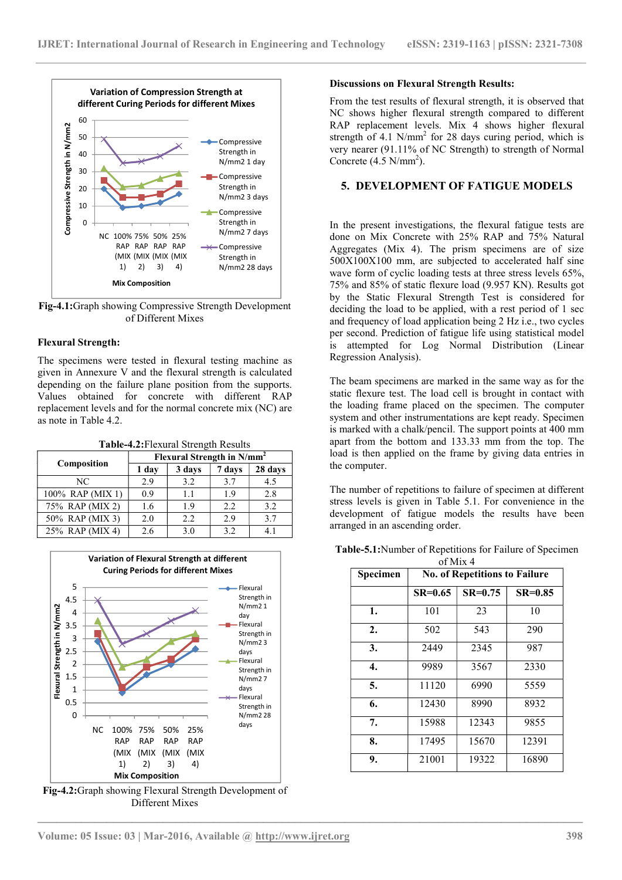Fig-4.1:Graph showing Compressive Strength Development of Different Mixes

**Flexural Strength:**

The specimens were tested in flexural testing machine as given in Annexure V and the flexural strength is calculated depending on the failure plane position from the supports. Values obtained for concrete with different RAP replacement levels and for the normal concrete mix (NC) are as note in Table 4.2.

**Table-4.2:**Flexural Strength Results

| Composition | Flexural Strength in N/mm² | | | |
|---|---|---|---|---|
| | 1 day | 3 days | 7 days | 28 days |
| NC | 2.9 | 3.2 | 3.7 | 4.5 |
| 100% RAP (MIX 1) | 0.9 | 1.1 | 1.9 | 2.8 |
| 75% RAP (MIX 2) | 1.6 | 1.9 | 2.2 | 3.2 |
| 50% RAP (MIX 3) | 2.0 | 2.2 | 2.9 | 3.7 |
| 25% RAP (MIX 4) | 2.6 | 3.0 | 3.2 | 4.1 |

Fig-4.2:Graph showing Flexural Strength Development of Different Mixes

**Discussions on Flexural Strength Results:**

From the test results of flexural strength, it is observed that NC shows higher flexural strength compared to different RAP replacement levels. Mix 4 shows higher flexural strength of 4.1 N/mm² for 28 days curing period, which is very nearer (91.11% of NC Strength) to strength of Normal Concrete (4.5 N/mm²).

## 5. DEVELOPMENT OF FATIGUE MODELS

In the present investigations, the flexural fatigue tests are done on Mix Concrete with 25% RAP and 75% Natural Aggregates (Mix 4). The prism specimens are of size 500X100X100 mm, are subjected to accelerated half sine wave form of cyclic loading tests at three stress levels 65%, 75% and 85% of static flexure load (9.957 KN). Results got by the Static Flexural Strength Test is considered for deciding the load to be applied, with a rest period of 1 sec and frequency of load application being 2 Hz i.e., two cycles per second. Prediction of fatigue life using statistical model is attempted for Log Normal Distribution (Linear Regression Analysis).

The beam specimens are marked in the same way as for the static flexure test. The load cell is brought in contact with the loading frame placed on the specimen. The computer system and other instrumentations are kept ready. Specimen is marked with a chalk/pencil. The support points at 400 mm apart from the bottom and 133.33 mm from the top. The load is then applied on the frame by giving data entries in the computer.

The number of repetitions to failure of specimen at different stress levels is given in Table 5.1. For convenience in the development of fatigue models the results have been arranged in an ascending order.

**Table-5.1:**Number of Repetitions for Failure of Specimen of Mix 4

| Specimen | No. of Repetitions to Failure | | |
|---|---|---|---|
| | SR=0.65 | SR=0.75 | SR=0.85 |
| 1. | 101 | 23 | 10 |
| 2. | 502 | 543 | 290 |
| 3. | 2449 | 2345 | 987 |
| 4. | 9989 | 3567 | 2330 |
| 5. | 11120 | 6990 | 5559 |
| 6. | 12430 | 8990 | 8932 |
| 7. | 15988 | 12343 | 9855 |
| 8. | 17495 | 15670 | 12391 |
| 9. | 21001 | 19322 | 16890 |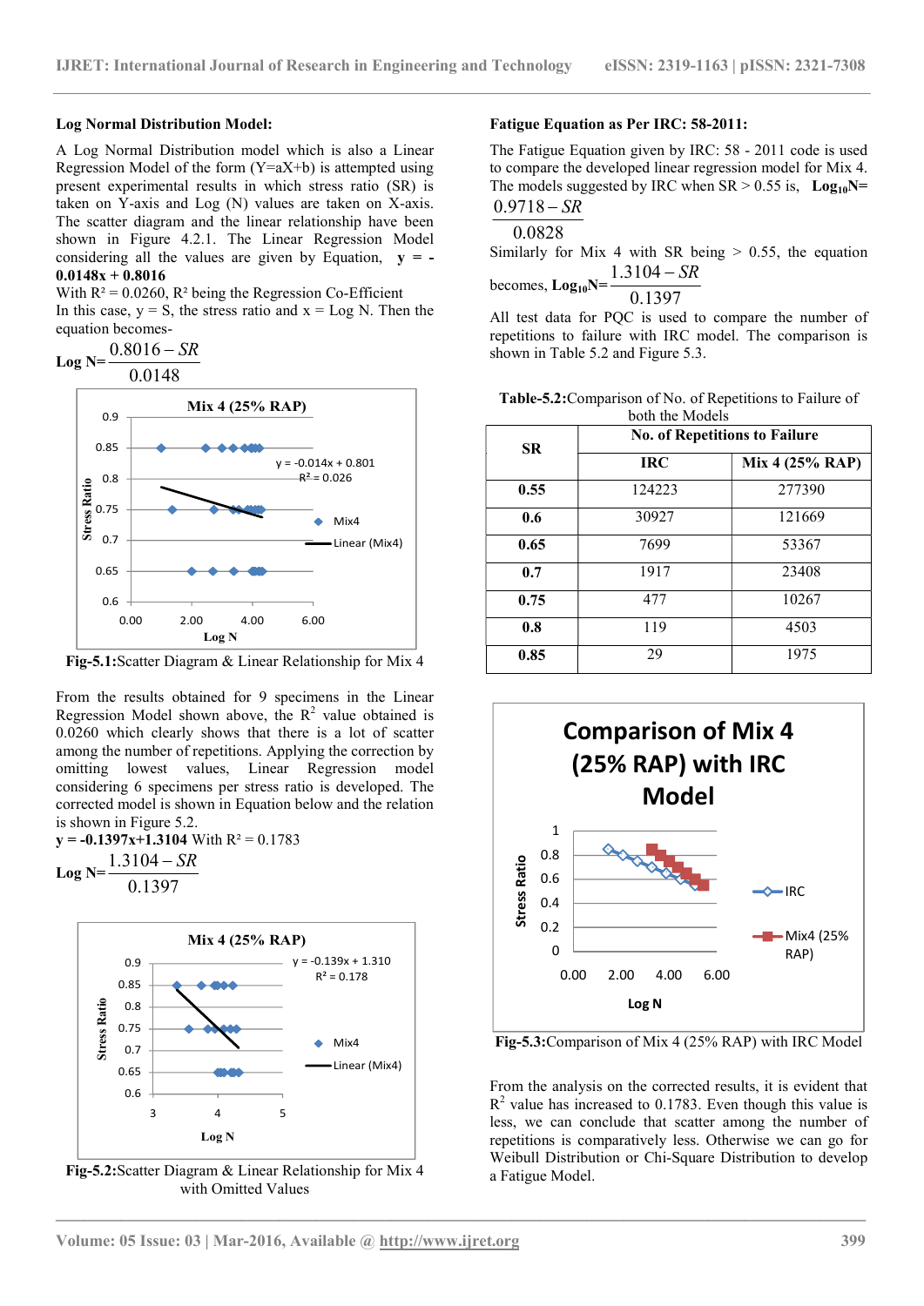**Log Normal Distribution Model:**

A Log Normal Distribution model which is also a Linear Regression Model of the form (Y=aX+b) is attempted using present experimental results in which stress ratio (SR) is taken on Y-axis and Log (N) values are taken on X-axis. The scatter diagram and the linear relationship have been shown in Figure 4.2.1. The Linear Regression Model considering all the values are given by Equation, **y = -0.0148x + 0.8016**

With $R^2 = 0.0260$, $R^2$ being the Regression Co-Efficient

In this case, y = S, the stress ratio and x = Log N. Then the equation becomes-

$$\text{Log N} = \frac{0.8016 - SR}{0.0148}$$

Fig-5.1:Scatter Diagram & Linear Relationship for Mix 4

From the results obtained for 9 specimens in the Linear Regression Model shown above, the $R^2$ value obtained is 0.0260 which clearly shows that there is a lot of scatter among the number of repetitions. Applying the correction by omitting lowest values, Linear Regression model considering 6 specimens per stress ratio is developed. The corrected model is shown in Equation below and the relation is shown in Figure 5.2.

**y = -0.1397x+1.3104** With $R^2 = 0.1783$

$$\text{Log N} = \frac{1.3104 - SR}{0.1397}$$

Fig-5.2:Scatter Diagram & Linear Relationship for Mix 4 with Omitted Values

**Fatigue Equation as Per IRC: 58-2011:**

The Fatigue Equation given by IRC: 58 - 2011 code is used to compare the developed linear regression model for Mix 4. The models suggested by IRC when SR > 0.55 is, $\mathbf{Log_{10}N} = \frac{0.9718 - SR}{0.0828}$

Similarly for Mix 4 with SR being > 0.55, the equation becomes, $\mathbf{Log_{10}N} = \frac{1.3104 - SR}{0.1397}$

All test data for PQC is used to compare the number of repetitions to failure with IRC model. The comparison is shown in Table 5.2 and Figure 5.3.

**Table-5.2:**Comparison of No. of Repetitions to Failure of both the Models

| SR | No. of Repetitions to Failure | |
|---|---|---|
| | **IRC** | **Mix 4 (25% RAP)** |
| **0.55** | 124223 | 277390 |
| **0.6** | 30927 | 121669 |
| **0.65** | 7699 | 53367 |
| **0.7** | 1917 | 23408 |
| **0.75** | 477 | 10267 |
| **0.8** | 119 | 4503 |
| **0.85** | 29 | 1975 |

Fig-5.3:Comparison of Mix 4 (25% RAP) with IRC Model

From the analysis on the corrected results, it is evident that $R^2$ value has increased to 0.1783. Even though this value is less, we can conclude that scatter among the number of repetitions is comparatively less. Otherwise we can go for Weibull Distribution or Chi-Square Distribution to develop a Fatigue Model.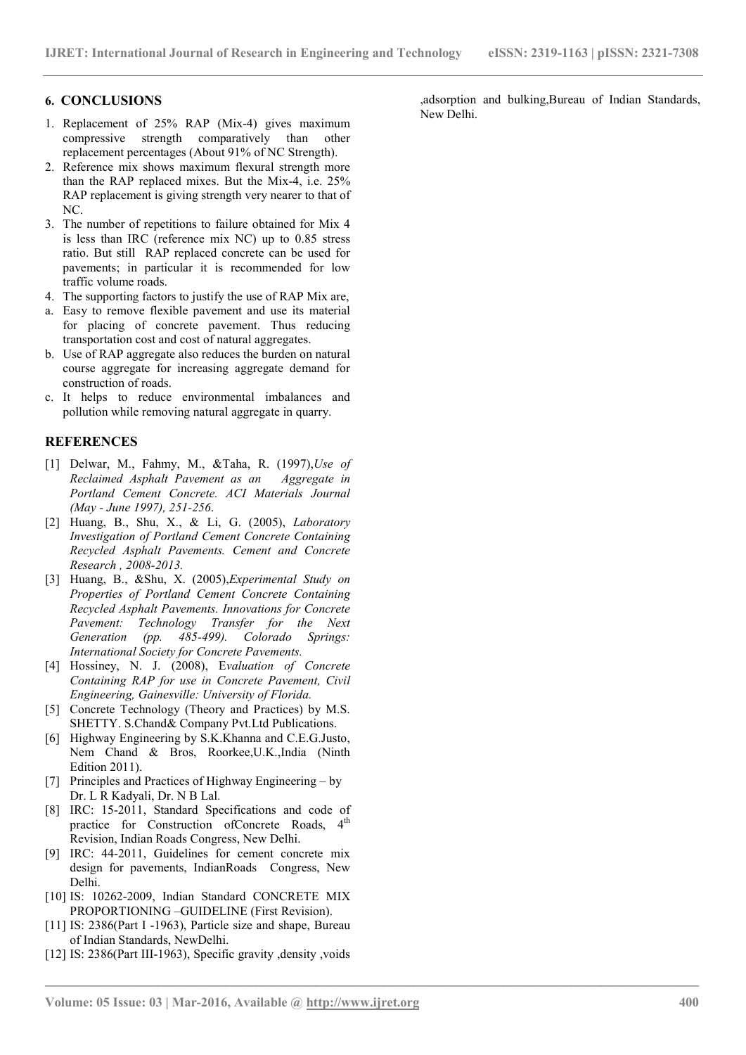## 6. CONCLUSIONS

1. Replacement of 25% RAP (Mix-4) gives maximum compressive strength comparatively than other replacement percentages (About 91% of NC Strength).
2. Reference mix shows maximum flexural strength more than the RAP replaced mixes. But the Mix-4, i.e. 25% RAP replacement is giving strength very nearer to that of NC.
3. The number of repetitions to failure obtained for Mix 4 is less than IRC (reference mix NC) up to 0.85 stress ratio. But still RAP replaced concrete can be used for pavements; in particular it is recommended for low traffic volume roads.
4. The supporting factors to justify the use of RAP Mix are,

a. Easy to remove flexible pavement and use its material for placing of concrete pavement. Thus reducing transportation cost and cost of natural aggregates.
b. Use of RAP aggregate also reduces the burden on natural course aggregate for increasing aggregate demand for construction of roads.
c. It helps to reduce environmental imbalances and pollution while removing natural aggregate in quarry.

## REFERENCES

[1] Delwar, M., Fahmy, M., &Taha, R. (1997),*Use of Reclaimed Asphalt Pavement as an Aggregate in Portland Cement Concrete. ACI Materials Journal (May - June 1997), 251-256.*

[2] Huang, B., Shu, X., & Li, G. (2005), *Laboratory Investigation of Portland Cement Concrete Containing Recycled Asphalt Pavements. Cement and Concrete Research , 2008-2013.*

[3] Huang, B., &Shu, X. (2005),*Experimental Study on Properties of Portland Cement Concrete Containing Recycled Asphalt Pavements. Innovations for Concrete Pavement: Technology Transfer for the Next Generation (pp. 485-499). Colorado Springs: International Society for Concrete Pavements.*

[4] Hossiney, N. J. (2008), E*valuation of Concrete Containing RAP for use in Concrete Pavement, Civil Engineering, Gainesville: University of Florida.*

[5] Concrete Technology (Theory and Practices) by M.S. SHETTY. S.Chand& Company Pvt.Ltd Publications.

[6] Highway Engineering by S.K.Khanna and C.E.G.Justo, Nem Chand & Bros, Roorkee,U.K.,India (Ninth Edition 2011).

[7] Principles and Practices of Highway Engineering – by Dr. L R Kadyali, Dr. N B Lal.

[8] IRC: 15-2011, Standard Specifications and code of practice for Construction ofConcrete Roads, 4th Revision, Indian Roads Congress, New Delhi.

[9] IRC: 44-2011, Guidelines for cement concrete mix design for pavements, IndianRoads Congress, New Delhi.

[10] IS: 10262-2009, Indian Standard CONCRETE MIX PROPORTIONING –GUIDELINE (First Revision).

[11] IS: 2386(Part I -1963), Particle size and shape, Bureau of Indian Standards, NewDelhi.

[12] IS: 2386(Part III-1963), Specific gravity ,density ,voids ,adsorption and bulking,Bureau of Indian Standards, New Delhi.